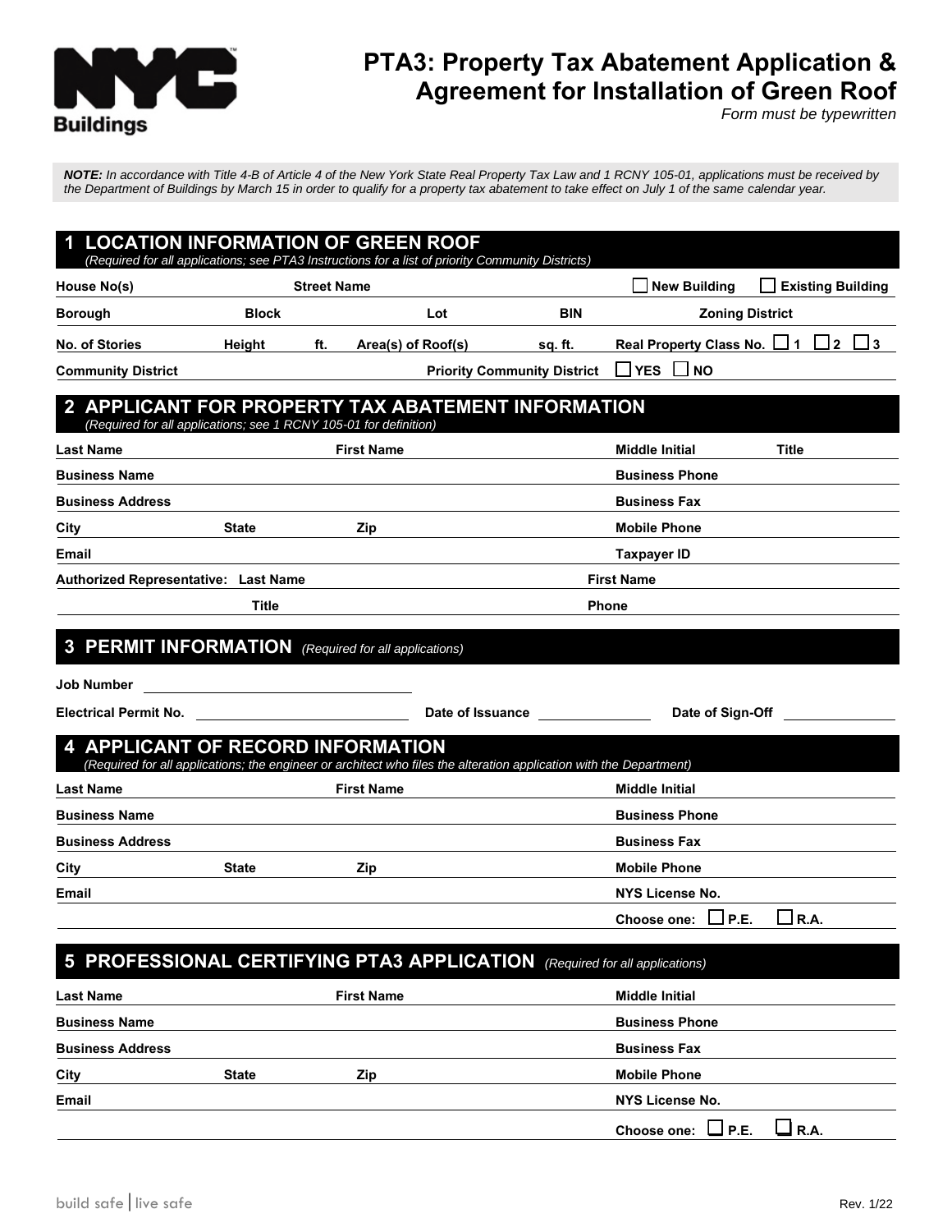# PTA3: Property Tax Abatement Application & Agreement for Installation of Green Roof

*Form must be typewritten*

***NOTE:** In accordance with Title 4-B of Article 4 of the New York State Real Property Tax Law and 1 RCNY 105-01, applications must be received by the Department of Buildings by March 15 in order to qualify for a property tax abatement to take effect on July 1 of the same calendar year.*

## 1 LOCATION INFORMATION OF GREEN ROOF

*(Required for all applications; see PTA3 Instructions for a list of priority Community Districts)*

**House No(s)** **Street Name** ☐ **New Building** ☐ **Existing Building**

**Borough** **Block** **Lot** **BIN** **Zoning District**

**No. of Stories** **Height ft.** **Area(s) of Roof(s) sq. ft.** **Real Property Class No.** ☐ **1** ☐ **2** ☐ **3**

**Community District** **Priority Community District** ☐ **YES** ☐ **NO**

## 2 APPLICANT FOR PROPERTY TAX ABATEMENT INFORMATION

*(Required for all applications; see 1 RCNY 105-01 for definition)*

**Last Name** **First Name** **Middle Initial** **Title**

**Business Name** **Business Phone**

**Business Address** **Business Fax**

**City** **State** **Zip** **Mobile Phone**

**Email** **Taxpayer ID**

**Authorized Representative: Last Name** **First Name**

**Title** **Phone**

## 3 PERMIT INFORMATION *(Required for all applications)*

**Job Number** \_\_\_\_\_\_\_\_\_\_\_\_\_\_\_\_\_\_\_\_

**Electrical Permit No.** \_\_\_\_\_\_\_\_\_\_\_\_\_\_\_\_\_\_\_\_ **Date of Issuance** \_\_\_\_\_\_\_\_\_\_ **Date of Sign-Off** \_\_\_\_\_\_\_\_\_\_

## 4 APPLICANT OF RECORD INFORMATION

*(Required for all applications; the engineer or architect who files the alteration application with the Department)*

**Last Name** **First Name** **Middle Initial**

**Business Name** **Business Phone**

**Business Address** **Business Fax**

**City** **State** **Zip** **Mobile Phone**

**Email** **NYS License No.**

**Choose one:** ☐ **P.E.** ☐ **R.A.**

## 5 PROFESSIONAL CERTIFYING PTA3 APPLICATION *(Required for all applications)*

**Last Name** **First Name** **Middle Initial**

**Business Name** **Business Phone**

**Business Address** **Business Fax**

**City** **State** **Zip** **Mobile Phone**

**Email** **NYS License No.**

**Choose one:** ☐ **P.E.** ☐ **R.A.**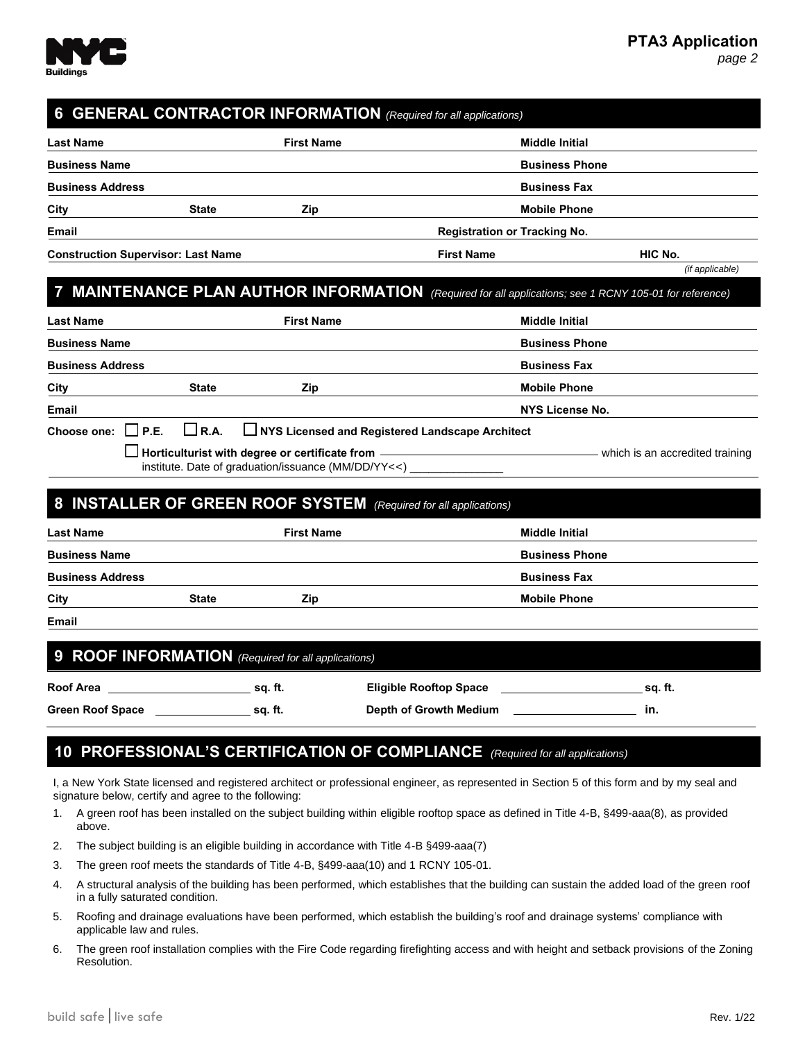## 6 GENERAL CONTRACTOR INFORMATION *(Required for all applications)*

**Last Name** **First Name** **Middle Initial**

**Business Name** **Business Phone**

**Business Address** **Business Fax**

**City** **State** **Zip** **Mobile Phone**

**Email** **Registration or Tracking No.**

**Construction Supervisor: Last Name** **First Name** **HIC No.** *(if applicable)*

## 7 MAINTENANCE PLAN AUTHOR INFORMATION *(Required for all applications; see 1 RCNY 105-01 for reference)*

**Last Name** **First Name** **Middle Initial**

**Business Name** **Business Phone**

**Business Address** **Business Fax**

**City** **State** **Zip** **Mobile Phone**

**Email** **NYS License No.**

**Choose one:** ☐ **P.E.** ☐ **R.A.** ☐ **NYS Licensed and Registered Landscape Architect**

☐ **Horticulturist with degree or certificate from** ______________ which is an accredited training institute. Date of graduation/issuance (MM/DD/YY<<) ______________

## 8 INSTALLER OF GREEN ROOF SYSTEM *(Required for all applications)*

**Last Name** **First Name** **Middle Initial**

**Business Name** **Business Phone**

**Business Address** **Business Fax**

**City** **State** **Zip** **Mobile Phone**

**Email**

## 9 ROOF INFORMATION *(Required for all applications)*

**Roof Area** ______________ **sq. ft.** **Eligible Rooftop Space** ______________ **sq. ft.**

**Green Roof Space** ______________ **sq. ft.** **Depth of Growth Medium** ______________ **in.**

## 10 PROFESSIONAL'S CERTIFICATION OF COMPLIANCE *(Required for all applications)*

I, a New York State licensed and registered architect or professional engineer, as represented in Section 5 of this form and by my seal and signature below, certify and agree to the following:

1. A green roof has been installed on the subject building within eligible rooftop space as defined in Title 4-B, §499-aaa(8), as provided above.
2. The subject building is an eligible building in accordance with Title 4-B §499-aaa(7)
3. The green roof meets the standards of Title 4-B, §499-aaa(10) and 1 RCNY 105-01.
4. A structural analysis of the building has been performed, which establishes that the building can sustain the added load of the green roof in a fully saturated condition.
5. Roofing and drainage evaluations have been performed, which establish the building's roof and drainage systems' compliance with applicable law and rules.
6. The green roof installation complies with the Fire Code regarding firefighting access and with height and setback provisions of the Zoning Resolution.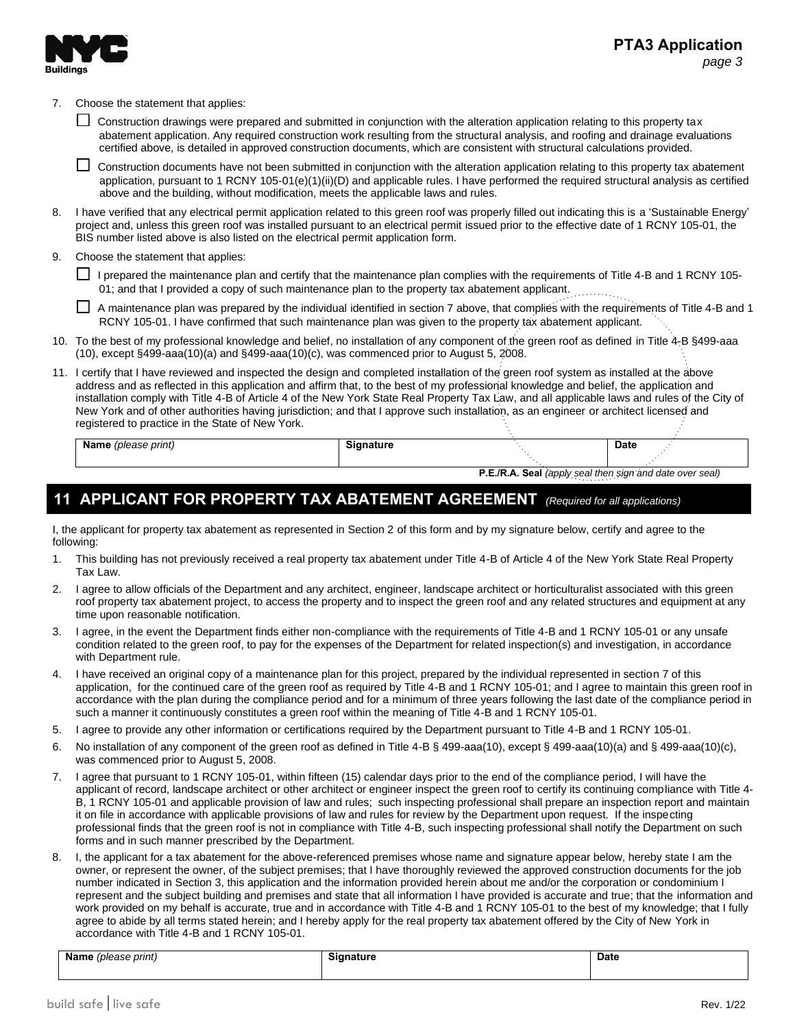7. Choose the statement that applies:

   ☐ Construction drawings were prepared and submitted in conjunction with the alteration application relating to this property tax abatement application. Any required construction work resulting from the structural analysis, and roofing and drainage evaluations certified above, is detailed in approved construction documents, which are consistent with structural calculations provided.

   ☐ Construction documents have not been submitted in conjunction with the alteration application relating to this property tax abatement application, pursuant to 1 RCNY 105-01(e)(1)(ii)(D) and applicable rules. I have performed the required structural analysis as certified above and the building, without modification, meets the applicable laws and rules.

8. I have verified that any electrical permit application related to this green roof was properly filled out indicating this is a 'Sustainable Energy' project and, unless this green roof was installed pursuant to an electrical permit issued prior to the effective date of 1 RCNY 105-01, the BIS number listed above is also listed on the electrical permit application form.

9. Choose the statement that applies:

   ☐ I prepared the maintenance plan and certify that the maintenance plan complies with the requirements of Title 4-B and 1 RCNY 105-01; and that I provided a copy of such maintenance plan to the property tax abatement applicant.

   ☐ A maintenance plan was prepared by the individual identified in section 7 above, that complies with the requirements of Title 4-B and 1 RCNY 105-01. I have confirmed that such maintenance plan was given to the property tax abatement applicant.

10. To the best of my professional knowledge and belief, no installation of any component of the green roof as defined in Title 4-B §499-aaa (10), except §499-aaa(10)(a) and §499-aaa(10)(c), was commenced prior to August 5, 2008.

11. I certify that I have reviewed and inspected the design and completed installation of the green roof system as installed at the above address and as reflected in this application and affirm that, to the best of my professional knowledge and belief, the application and installation comply with Title 4-B of Article 4 of the New York State Real Property Tax Law, and all applicable laws and rules of the City of New York and of other authorities having jurisdiction; and that I approve such installation, as an engineer or architect licensed and registered to practice in the State of New York.

| **Name** *(please print)* | **Signature** | **Date** |
|---|---|---|
| | | |

**P.E./R.A. Seal** *(apply seal then sign and date over seal)*

## 11 APPLICANT FOR PROPERTY TAX ABATEMENT AGREEMENT *(Required for all applications)*

I, the applicant for property tax abatement as represented in Section 2 of this form and by my signature below, certify and agree to the following:

1. This building has not previously received a real property tax abatement under Title 4-B of Article 4 of the New York State Real Property Tax Law.
2. I agree to allow officials of the Department and any architect, engineer, landscape architect or horticulturalist associated with this green roof property tax abatement project, to access the property and to inspect the green roof and any related structures and equipment at any time upon reasonable notification.
3. I agree, in the event the Department finds either non-compliance with the requirements of Title 4-B and 1 RCNY 105-01 or any unsafe condition related to the green roof, to pay for the expenses of the Department for related inspection(s) and investigation, in accordance with Department rule.
4. I have received an original copy of a maintenance plan for this project, prepared by the individual represented in section 7 of this application, for the continued care of the green roof as required by Title 4-B and 1 RCNY 105-01; and I agree to maintain this green roof in accordance with the plan during the compliance period and for a minimum of three years following the last date of the compliance period in such a manner it continuously constitutes a green roof within the meaning of Title 4-B and 1 RCNY 105-01.
5. I agree to provide any other information or certifications required by the Department pursuant to Title 4-B and 1 RCNY 105-01.
6. No installation of any component of the green roof as defined in Title 4-B § 499-aaa(10), except § 499-aaa(10)(a) and § 499-aaa(10)(c), was commenced prior to August 5, 2008.
7. I agree that pursuant to 1 RCNY 105-01, within fifteen (15) calendar days prior to the end of the compliance period, I will have the applicant of record, landscape architect or other architect or engineer inspect the green roof to certify its continuing compliance with Title 4-B, 1 RCNY 105-01 and applicable provision of law and rules; such inspecting professional shall prepare an inspection report and maintain it on file in accordance with applicable provisions of law and rules for review by the Department upon request. If the inspecting professional finds that the green roof is not in compliance with Title 4-B, such inspecting professional shall notify the Department on such forms and in such manner prescribed by the Department.
8. I, the applicant for a tax abatement for the above-referenced premises whose name and signature appear below, hereby state I am the owner, or represent the owner, of the subject premises; that I have thoroughly reviewed the approved construction documents for the job number indicated in Section 3, this application and the information provided herein about me and/or the corporation or condominium I represent and the subject building and premises and state that all information I have provided is accurate and true; that the information and work provided on my behalf is accurate, true and in accordance with Title 4-B and 1 RCNY 105-01 to the best of my knowledge; that I fully agree to abide by all terms stated herein; and I hereby apply for the real property tax abatement offered by the City of New York in accordance with Title 4-B and 1 RCNY 105-01.

| **Name** *(please print)* | **Signature** | **Date** |
|---|---|---|
| | | |